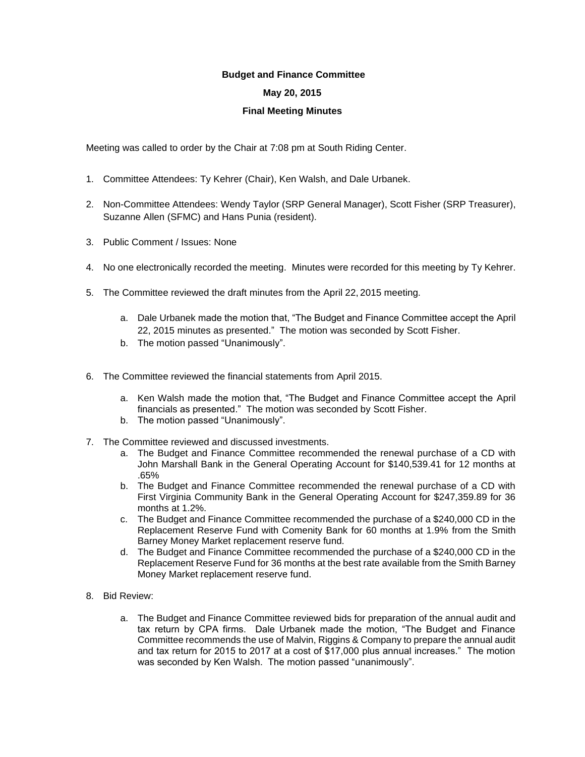**Budget and Finance Committee**

**May 20, 2015**

**Final Meeting Minutes**

Meeting was called to order by the Chair at 7:08 pm at South Riding Center.

1. Committee Attendees: Ty Kehrer (Chair), Ken Walsh, and Dale Urbanek.

2. Non-Committee Attendees: Wendy Taylor (SRP General Manager), Scott Fisher (SRP Treasurer), Suzanne Allen (SFMC) and Hans Punia (resident).

3. Public Comment / Issues: None

4. No one electronically recorded the meeting. Minutes were recorded for this meeting by Ty Kehrer.

5. The Committee reviewed the draft minutes from the April 22, 2015 meeting.

    a. Dale Urbanek made the motion that, "The Budget and Finance Committee accept the April 22, 2015 minutes as presented." The motion was seconded by Scott Fisher.
    b. The motion passed "Unanimously".

6. The Committee reviewed the financial statements from April 2015.

    a. Ken Walsh made the motion that, "The Budget and Finance Committee accept the April financials as presented." The motion was seconded by Scott Fisher.
    b. The motion passed "Unanimously".

7. The Committee reviewed and discussed investments.
    a. The Budget and Finance Committee recommended the renewal purchase of a CD with John Marshall Bank in the General Operating Account for $140,539.41 for 12 months at .65%
    b. The Budget and Finance Committee recommended the renewal purchase of a CD with First Virginia Community Bank in the General Operating Account for $247,359.89 for 36 months at 1.2%.
    c. The Budget and Finance Committee recommended the purchase of a $240,000 CD in the Replacement Reserve Fund with Comenity Bank for 60 months at 1.9% from the Smith Barney Money Market replacement reserve fund.
    d. The Budget and Finance Committee recommended the purchase of a $240,000 CD in the Replacement Reserve Fund for 36 months at the best rate available from the Smith Barney Money Market replacement reserve fund.

8. Bid Review:

    a. The Budget and Finance Committee reviewed bids for preparation of the annual audit and tax return by CPA firms. Dale Urbanek made the motion, "The Budget and Finance Committee recommends the use of Malvin, Riggins & Company to prepare the annual audit and tax return for 2015 to 2017 at a cost of $17,000 plus annual increases." The motion was seconded by Ken Walsh. The motion passed "unanimously".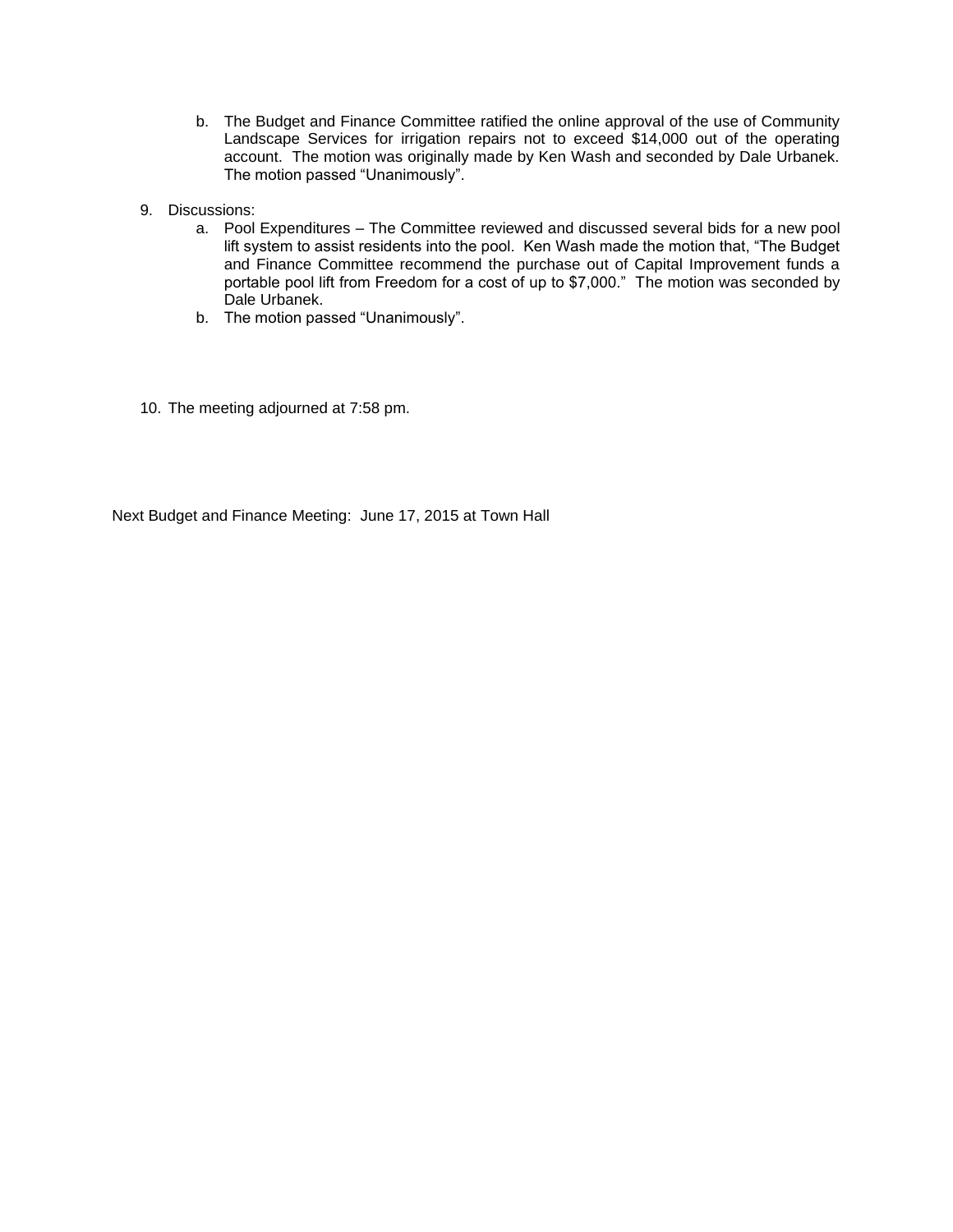b. The Budget and Finance Committee ratified the online approval of the use of Community Landscape Services for irrigation repairs not to exceed $14,000 out of the operating account. The motion was originally made by Ken Wash and seconded by Dale Urbanek. The motion passed "Unanimously".

9. Discussions:
   a. Pool Expenditures – The Committee reviewed and discussed several bids for a new pool lift system to assist residents into the pool. Ken Wash made the motion that, "The Budget and Finance Committee recommend the purchase out of Capital Improvement funds a portable pool lift from Freedom for a cost of up to $7,000." The motion was seconded by Dale Urbanek.
   b. The motion passed "Unanimously".

10. The meeting adjourned at 7:58 pm.

Next Budget and Finance Meeting: June 17, 2015 at Town Hall